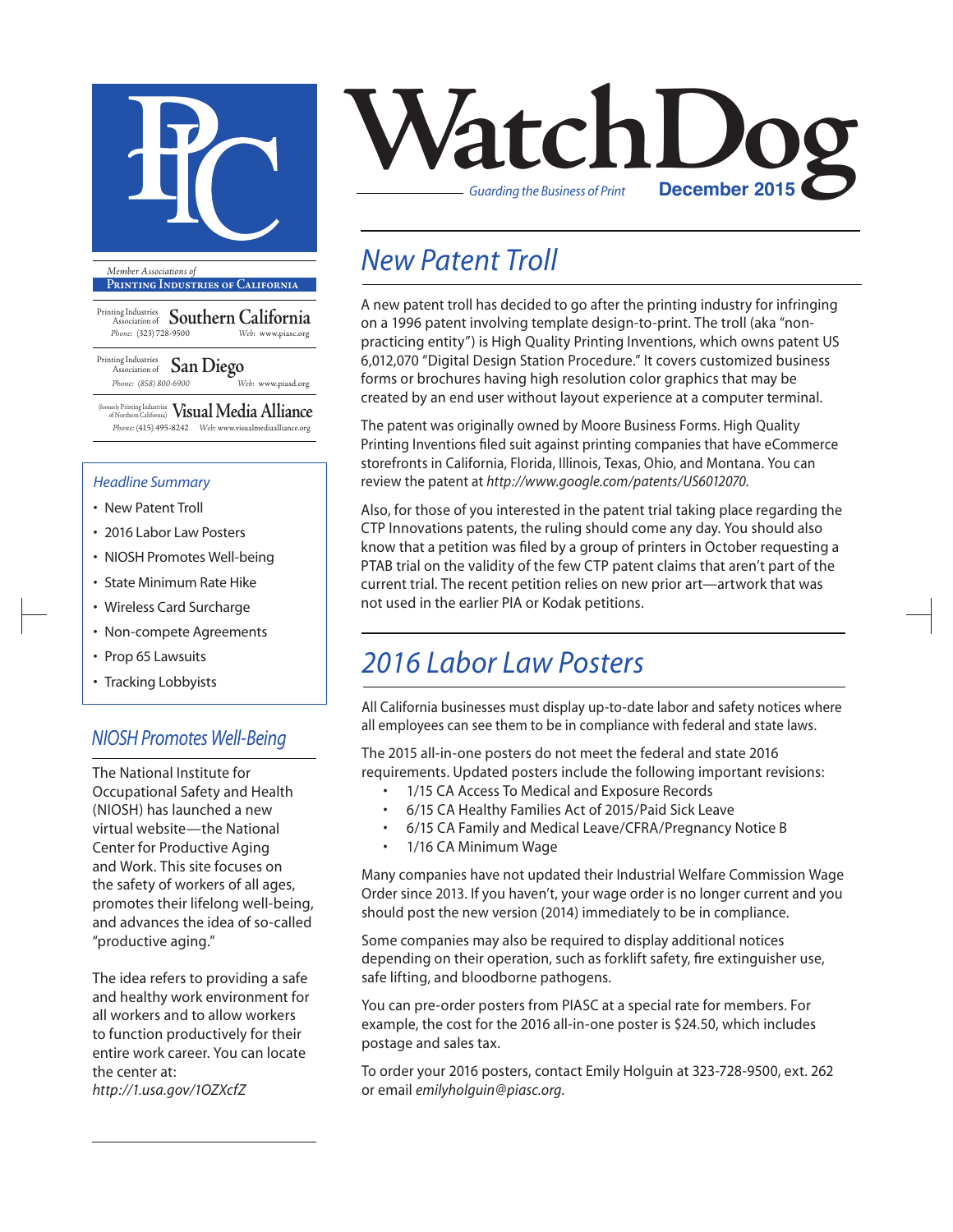# WatchDog

*Guarding the Business of Print*

**December 2015**

*Member Associations of*

**Printing Industries of California**

Printing Industries Association of **Southern California**
Phone: (323) 728-9500 Web: www.piasc.org

Printing Industries Association of **San Diego**
Phone: (858) 800-6900 Web: www.piasd.org

(formerly Printing Industries of Northern California) **Visual Media Alliance**
Phone: (415) 495-8242 Web: www.visualmediaalliance.org

### *Headline Summary*

- New Patent Troll
- 2016 Labor Law Posters
- NIOSH Promotes Well-being
- State Minimum Rate Hike
- Wireless Card Surcharge
- Non-compete Agreements
- Prop 65 Lawsuits
- Tracking Lobbyists

## *New Patent Troll*

A new patent troll has decided to go after the printing industry for infringing on a 1996 patent involving template design-to-print. The troll (aka "non-practicing entity") is High Quality Printing Inventions, which owns patent US 6,012,070 "Digital Design Station Procedure." It covers customized business forms or brochures having high resolution color graphics that may be created by an end user without layout experience at a computer terminal.

The patent was originally owned by Moore Business Forms. High Quality Printing Inventions filed suit against printing companies that have eCommerce storefronts in California, Florida, Illinois, Texas, Ohio, and Montana. You can review the patent at *http://www.google.com/patents/US6012070.*

Also, for those of you interested in the patent trial taking place regarding the CTP Innovations patents, the ruling should come any day. You should also know that a petition was filed by a group of printers in October requesting a PTAB trial on the validity of the few CTP patent claims that aren't part of the current trial. The recent petition relies on new prior art—artwork that was not used in the earlier PIA or Kodak petitions.

## *2016 Labor Law Posters*

All California businesses must display up-to-date labor and safety notices where all employees can see them to be in compliance with federal and state laws.

The 2015 all-in-one posters do not meet the federal and state 2016 requirements. Updated posters include the following important revisions:

- 1/15 CA Access To Medical and Exposure Records
- 6/15 CA Healthy Families Act of 2015/Paid Sick Leave
- 6/15 CA Family and Medical Leave/CFRA/Pregnancy Notice B
- 1/16 CA Minimum Wage

Many companies have not updated their Industrial Welfare Commission Wage Order since 2013. If you haven't, your wage order is no longer current and you should post the new version (2014) immediately to be in compliance.

Some companies may also be required to display additional notices depending on their operation, such as forklift safety, fire extinguisher use, safe lifting, and bloodborne pathogens.

You can pre-order posters from PIASC at a special rate for members. For example, the cost for the 2016 all-in-one poster is $24.50, which includes postage and sales tax.

To order your 2016 posters, contact Emily Holguin at 323-728-9500, ext. 262 or email *emilyholguin@piasc.org.*

## *NIOSH Promotes Well-Being*

The National Institute for Occupational Safety and Health (NIOSH) has launched a new virtual website—the National Center for Productive Aging and Work. This site focuses on the safety of workers of all ages, promotes their lifelong well-being, and advances the idea of so-called "productive aging."

The idea refers to providing a safe and healthy work environment for all workers and to allow workers to function productively for their entire work career. You can locate the center at: *http://1.usa.gov/1OZXcfZ*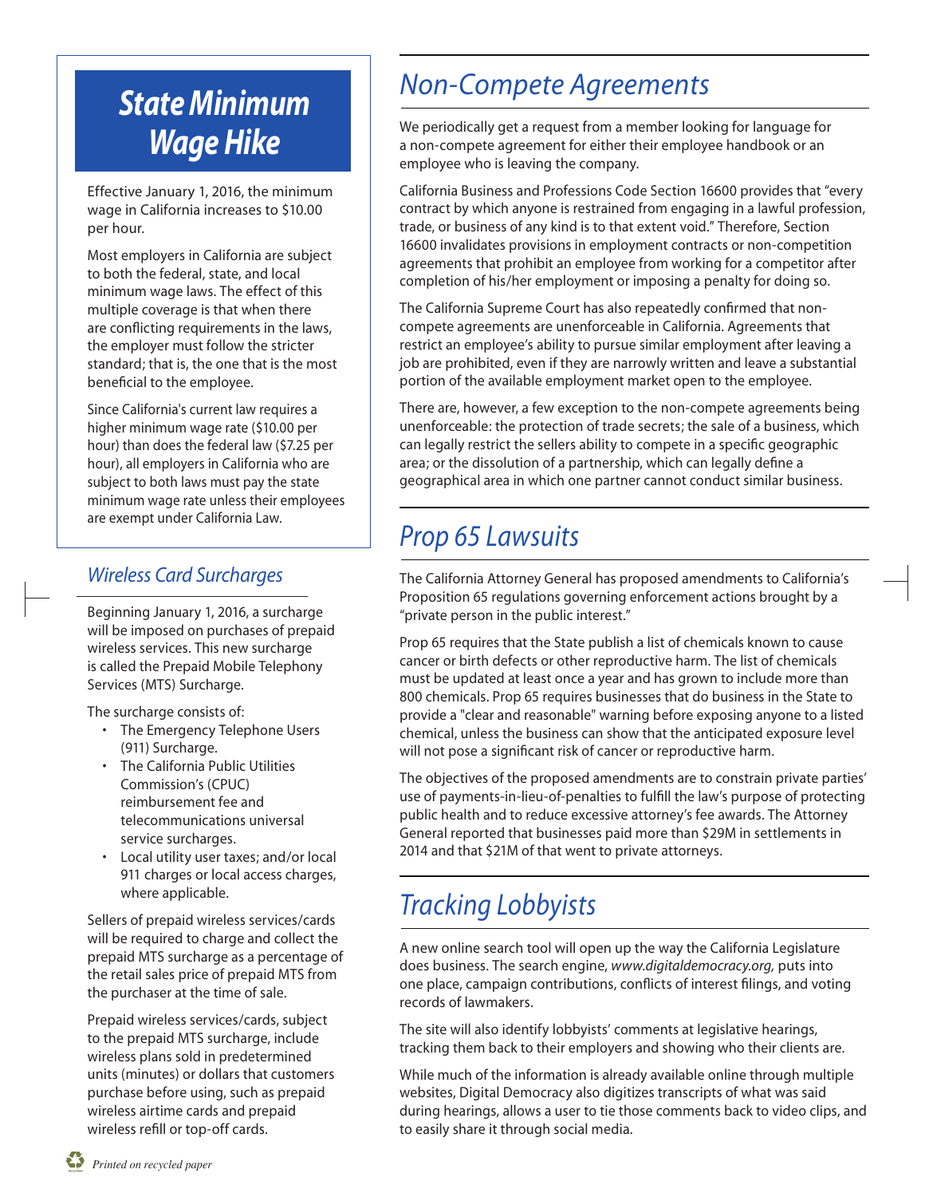## State Minimum Wage Hike

Effective January 1, 2016, the minimum wage in California increases to $10.00 per hour.

Most employers in California are subject to both the federal, state, and local minimum wage laws. The effect of this multiple coverage is that when there are conflicting requirements in the laws, the employer must follow the stricter standard; that is, the one that is the most beneficial to the employee.

Since California's current law requires a higher minimum wage rate ($10.00 per hour) than does the federal law ($7.25 per hour), all employers in California who are subject to both laws must pay the state minimum wage rate unless their employees are exempt under California Law.

## *Wireless Card Surcharges*

Beginning January 1, 2016, a surcharge will be imposed on purchases of prepaid wireless services. This new surcharge is called the Prepaid Mobile Telephony Services (MTS) Surcharge.

The surcharge consists of:

- The Emergency Telephone Users (911) Surcharge.
- The California Public Utilities Commission's (CPUC) reimbursement fee and telecommunications universal service surcharges.
- Local utility user taxes; and/or local 911 charges or local access charges, where applicable.

Sellers of prepaid wireless services/cards will be required to charge and collect the prepaid MTS surcharge as a percentage of the retail sales price of prepaid MTS from the purchaser at the time of sale.

Prepaid wireless services/cards, subject to the prepaid MTS surcharge, include wireless plans sold in predetermined units (minutes) or dollars that customers purchase before using, such as prepaid wireless airtime cards and prepaid wireless refill or top-off cards.

## *Non-Compete Agreements*

We periodically get a request from a member looking for language for a non-compete agreement for either their employee handbook or an employee who is leaving the company.

California Business and Professions Code Section 16600 provides that "every contract by which anyone is restrained from engaging in a lawful profession, trade, or business of any kind is to that extent void." Therefore, Section 16600 invalidates provisions in employment contracts or non-competition agreements that prohibit an employee from working for a competitor after completion of his/her employment or imposing a penalty for doing so.

The California Supreme Court has also repeatedly confirmed that non-compete agreements are unenforceable in California. Agreements that restrict an employee's ability to pursue similar employment after leaving a job are prohibited, even if they are narrowly written and leave a substantial portion of the available employment market open to the employee.

There are, however, a few exception to the non-compete agreements being unenforceable: the protection of trade secrets; the sale of a business, which can legally restrict the sellers ability to compete in a specific geographic area; or the dissolution of a partnership, which can legally define a geographical area in which one partner cannot conduct similar business.

## *Prop 65 Lawsuits*

The California Attorney General has proposed amendments to California's Proposition 65 regulations governing enforcement actions brought by a "private person in the public interest."

Prop 65 requires that the State publish a list of chemicals known to cause cancer or birth defects or other reproductive harm. The list of chemicals must be updated at least once a year and has grown to include more than 800 chemicals. Prop 65 requires businesses that do business in the State to provide a "clear and reasonable" warning before exposing anyone to a listed chemical, unless the business can show that the anticipated exposure level will not pose a significant risk of cancer or reproductive harm.

The objectives of the proposed amendments are to constrain private parties' use of payments-in-lieu-of-penalties to fulfill the law's purpose of protecting public health and to reduce excessive attorney's fee awards. The Attorney General reported that businesses paid more than $29M in settlements in 2014 and that $21M of that went to private attorneys.

## *Tracking Lobbyists*

A new online search tool will open up the way the California Legislature does business. The search engine, *www.digitaldemocracy.org,* puts into one place, campaign contributions, conflicts of interest filings, and voting records of lawmakers.

The site will also identify lobbyists' comments at legislative hearings, tracking them back to their employers and showing who their clients are.

While much of the information is already available online through multiple websites, Digital Democracy also digitizes transcripts of what was said during hearings, allows a user to tie those comments back to video clips, and to easily share it through social media.

*Printed on recycled paper*